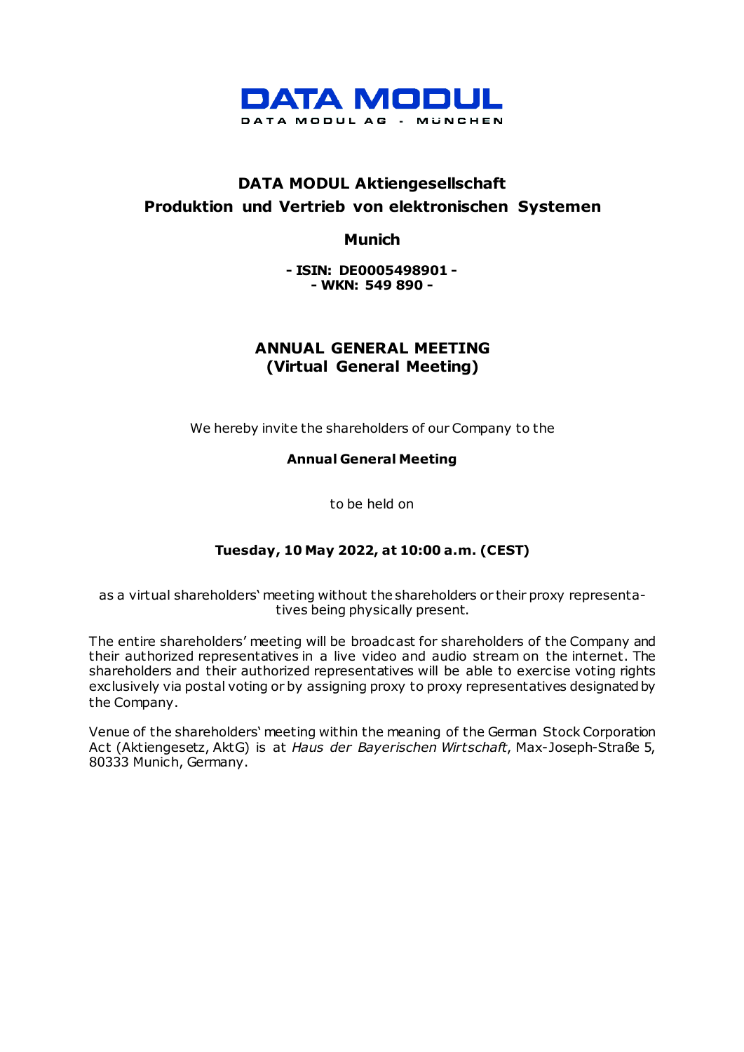DATA MODUL

DATA MODUL AG - MÜNCHEN

# DATA MODUL Aktiengesellschaft
# Produktion und Vertrieb von elektronischen Systemen

**Munich**

**- ISIN: DE0005498901 -**
**- WKN: 549 890 -**

## ANNUAL GENERAL MEETING
## (Virtual General Meeting)

We hereby invite the shareholders of our Company to the

**Annual General Meeting**

to be held on

**Tuesday, 10 May 2022, at 10:00 a.m. (CEST)**

as a virtual shareholders' meeting without the shareholders or their proxy representatives being physically present.

The entire shareholders' meeting will be broadcast for shareholders of the Company and their authorized representatives in a live video and audio stream on the internet. The shareholders and their authorized representatives will be able to exercise voting rights exclusively via postal voting or by assigning proxy to proxy representatives designated by the Company.

Venue of the shareholders' meeting within the meaning of the German Stock Corporation Act (Aktiengesetz, AktG) is at *Haus der Bayerischen Wirtschaft*, Max-Joseph-Straße 5, 80333 Munich, Germany.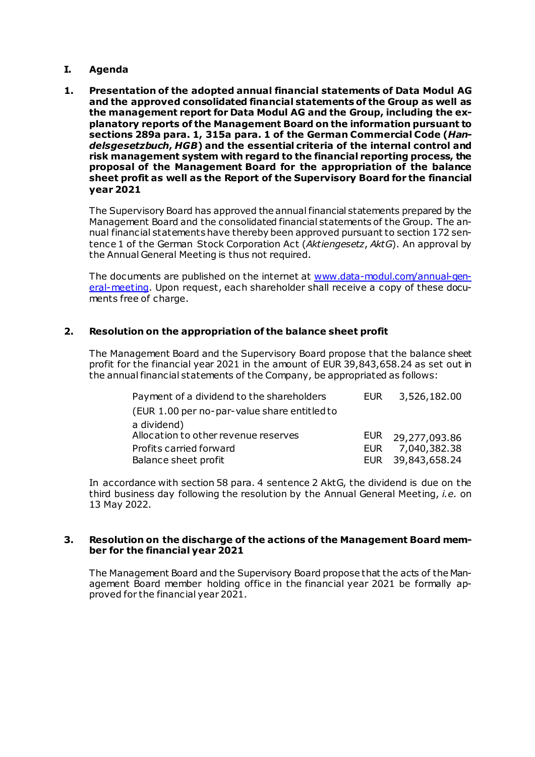# I. Agenda

## 1. Presentation of the adopted annual financial statements of Data Modul AG and the approved consolidated financial statements of the Group as well as the management report for Data Modul AG and the Group, including the explanatory reports of the Management Board on the information pursuant to sections 289a para. 1, 315a para. 1 of the German Commercial Code (*Handelsgesetzbuch*, *HGB*) and the essential criteria of the internal control and risk management system with regard to the financial reporting process, the proposal of the Management Board for the appropriation of the balance sheet profit as well as the Report of the Supervisory Board for the financial year 2021

The Supervisory Board has approved the annual financial statements prepared by the Management Board and the consolidated financial statements of the Group. The annual financial statements have thereby been approved pursuant to section 172 sentence 1 of the German Stock Corporation Act (*Aktiengesetz*, *AktG*). An approval by the Annual General Meeting is thus not required.

The documents are published on the internet at [www.data-modul.com/annual-general-meeting](www.data-modul.com/annual-general-meeting). Upon request, each shareholder shall receive a copy of these documents free of charge.

## 2. Resolution on the appropriation of the balance sheet profit

The Management Board and the Supervisory Board propose that the balance sheet profit for the financial year 2021 in the amount of EUR 39,843,658.24 as set out in the annual financial statements of the Company, be appropriated as follows:

| | | |
|---|---|---|
| Payment of a dividend to the shareholders (EUR 1.00 per no-par-value share entitled to a dividend) | EUR | 3,526,182.00 |
| Allocation to other revenue reserves | EUR | 29,277,093.86 |
| Profits carried forward | EUR | 7,040,382.38 |
| Balance sheet profit | EUR | 39,843,658.24 |

In accordance with section 58 para. 4 sentence 2 AktG, the dividend is due on the third business day following the resolution by the Annual General Meeting, *i.e.* on 13 May 2022.

## 3. Resolution on the discharge of the actions of the Management Board member for the financial year 2021

The Management Board and the Supervisory Board propose that the acts of the Management Board member holding office in the financial year 2021 be formally approved for the financial year 2021.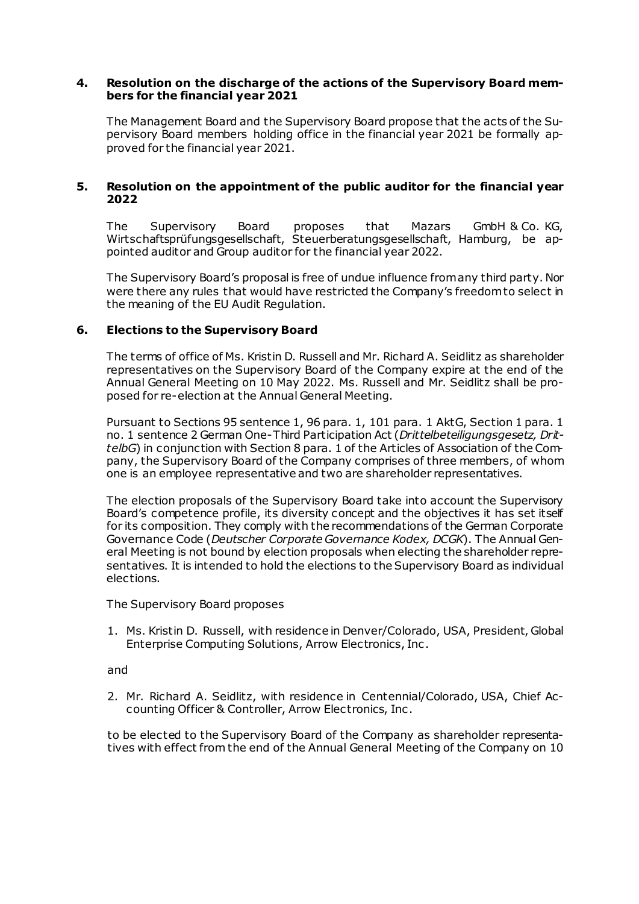## 4. Resolution on the discharge of the actions of the Supervisory Board members for the financial year 2021

The Management Board and the Supervisory Board propose that the acts of the Supervisory Board members holding office in the financial year 2021 be formally approved for the financial year 2021.

## 5. Resolution on the appointment of the public auditor for the financial year 2022

The Supervisory Board proposes that Mazars GmbH & Co. KG, Wirtschaftsprüfungsgesellschaft, Steuerberatungsgesellschaft, Hamburg, be appointed auditor and Group auditor for the financial year 2022.

The Supervisory Board's proposal is free of undue influence from any third party. Nor were there any rules that would have restricted the Company's freedom to select in the meaning of the EU Audit Regulation.

## 6. Elections to the Supervisory Board

The terms of office of Ms. Kristin D. Russell and Mr. Richard A. Seidlitz as shareholder representatives on the Supervisory Board of the Company expire at the end of the Annual General Meeting on 10 May 2022. Ms. Russell and Mr. Seidlitz shall be proposed for re-election at the Annual General Meeting.

Pursuant to Sections 95 sentence 1, 96 para. 1, 101 para. 1 AktG, Section 1 para. 1 no. 1 sentence 2 German One-Third Participation Act (*Drittelbeteiligungsgesetz, DrittelbG*) in conjunction with Section 8 para. 1 of the Articles of Association of the Company, the Supervisory Board of the Company comprises of three members, of whom one is an employee representative and two are shareholder representatives.

The election proposals of the Supervisory Board take into account the Supervisory Board's competence profile, its diversity concept and the objectives it has set itself for its composition. They comply with the recommendations of the German Corporate Governance Code (*Deutscher Corporate Governance Kodex, DCGK*). The Annual General Meeting is not bound by election proposals when electing the shareholder representatives. It is intended to hold the elections to the Supervisory Board as individual elections.

The Supervisory Board proposes

1. Ms. Kristin D. Russell, with residence in Denver/Colorado, USA, President, Global Enterprise Computing Solutions, Arrow Electronics, Inc.

and

2. Mr. Richard A. Seidlitz, with residence in Centennial/Colorado, USA, Chief Accounting Officer & Controller, Arrow Electronics, Inc.

to be elected to the Supervisory Board of the Company as shareholder representatives with effect from the end of the Annual General Meeting of the Company on 10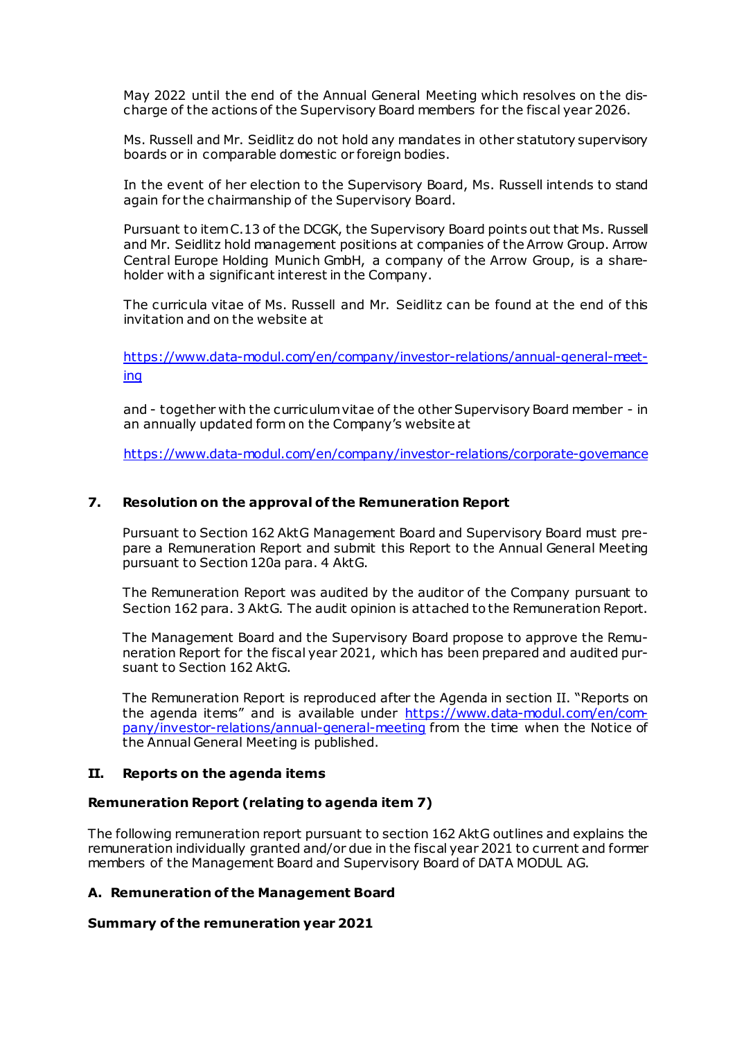May 2022 until the end of the Annual General Meeting which resolves on the discharge of the actions of the Supervisory Board members for the fiscal year 2026.

Ms. Russell and Mr. Seidlitz do not hold any mandates in other statutory supervisory boards or in comparable domestic or foreign bodies.

In the event of her election to the Supervisory Board, Ms. Russell intends to stand again for the chairmanship of the Supervisory Board.

Pursuant to item C.13 of the DCGK, the Supervisory Board points out that Ms. Russell and Mr. Seidlitz hold management positions at companies of the Arrow Group. Arrow Central Europe Holding Munich GmbH, a company of the Arrow Group, is a shareholder with a significant interest in the Company.

The curricula vitae of Ms. Russell and Mr. Seidlitz can be found at the end of this invitation and on the website at

https://www.data-modul.com/en/company/investor-relations/annual-general-meeting

and - together with the curriculum vitae of the other Supervisory Board member - in an annually updated form on the Company's website at

https://www.data-modul.com/en/company/investor-relations/corporate-governance

## 7. Resolution on the approval of the Remuneration Report

Pursuant to Section 162 AktG Management Board and Supervisory Board must prepare a Remuneration Report and submit this Report to the Annual General Meeting pursuant to Section 120a para. 4 AktG.

The Remuneration Report was audited by the auditor of the Company pursuant to Section 162 para. 3 AktG. The audit opinion is attached to the Remuneration Report.

The Management Board and the Supervisory Board propose to approve the Remuneration Report for the fiscal year 2021, which has been prepared and audited pursuant to Section 162 AktG.

The Remuneration Report is reproduced after the Agenda in section II. "Reports on the agenda items" and is available under https://www.data-modul.com/en/company/investor-relations/annual-general-meeting from the time when the Notice of the Annual General Meeting is published.

## II. Reports on the agenda items

### Remuneration Report (relating to agenda item 7)

The following remuneration report pursuant to section 162 AktG outlines and explains the remuneration individually granted and/or due in the fiscal year 2021 to current and former members of the Management Board and Supervisory Board of DATA MODUL AG.

### A. Remuneration of the Management Board

**Summary of the remuneration year 2021**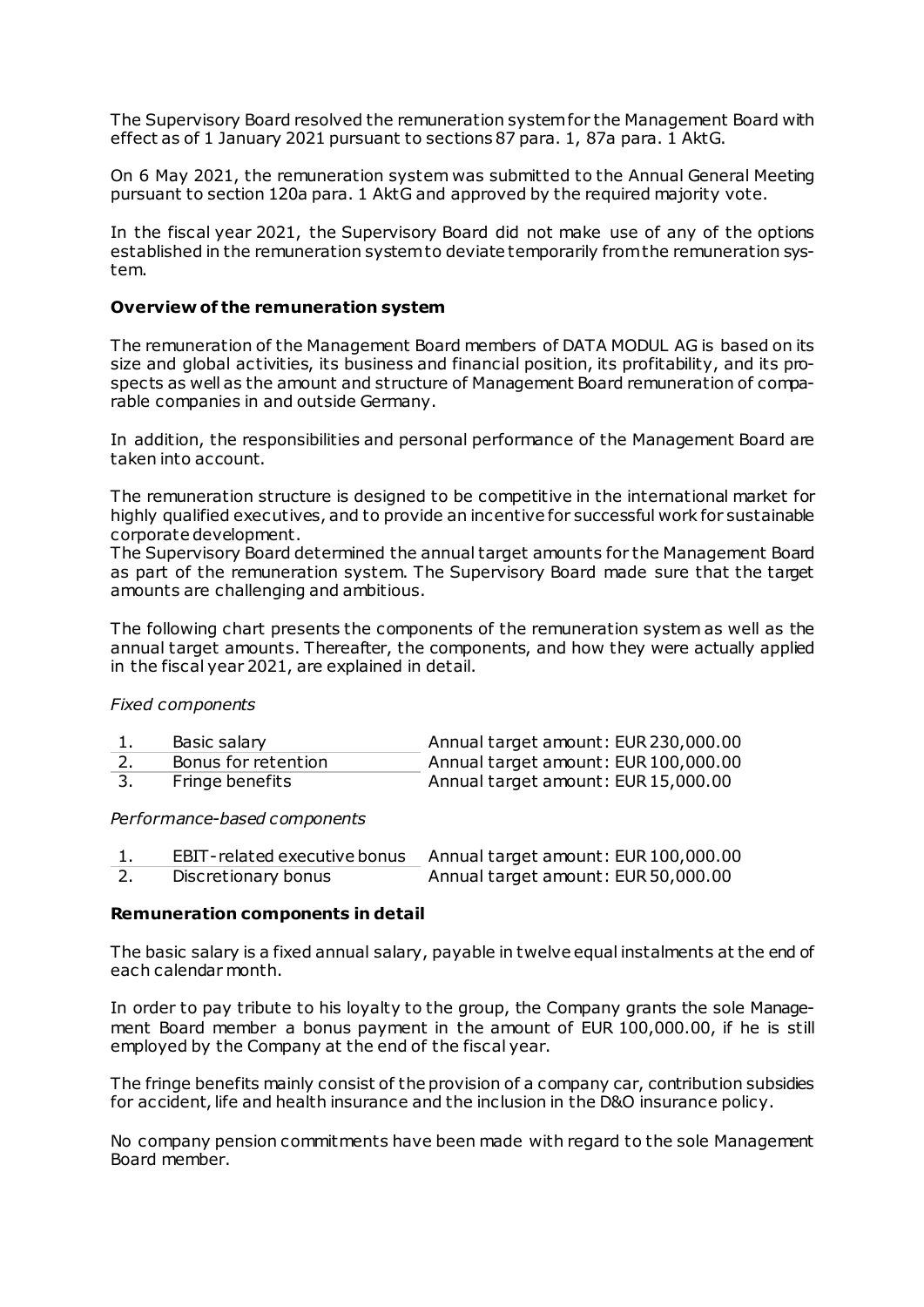The Supervisory Board resolved the remuneration system for the Management Board with effect as of 1 January 2021 pursuant to sections 87 para. 1, 87a para. 1 AktG.

On 6 May 2021, the remuneration system was submitted to the Annual General Meeting pursuant to section 120a para. 1 AktG and approved by the required majority vote.

In the fiscal year 2021, the Supervisory Board did not make use of any of the options established in the remuneration system to deviate temporarily from the remuneration system.

**Overview of the remuneration system**

The remuneration of the Management Board members of DATA MODUL AG is based on its size and global activities, its business and financial position, its profitability, and its prospects as well as the amount and structure of Management Board remuneration of comparable companies in and outside Germany.

In addition, the responsibilities and personal performance of the Management Board are taken into account.

The remuneration structure is designed to be competitive in the international market for highly qualified executives, and to provide an incentive for successful work for sustainable corporate development.
The Supervisory Board determined the annual target amounts for the Management Board as part of the remuneration system. The Supervisory Board made sure that the target amounts are challenging and ambitious.

The following chart presents the components of the remuneration system as well as the annual target amounts. Thereafter, the components, and how they were actually applied in the fiscal year 2021, are explained in detail.

*Fixed components*

| | | |
|---|---|---|
| 1. | Basic salary | Annual target amount: EUR 230,000.00 |
| 2. | Bonus for retention | Annual target amount: EUR 100,000.00 |
| 3. | Fringe benefits | Annual target amount: EUR 15,000.00 |

*Performance-based components*

| | | |
|---|---|---|
| 1. | EBIT-related executive bonus | Annual target amount: EUR 100,000.00 |
| 2. | Discretionary bonus | Annual target amount: EUR 50,000.00 |

**Remuneration components in detail**

The basic salary is a fixed annual salary, payable in twelve equal instalments at the end of each calendar month.

In order to pay tribute to his loyalty to the group, the Company grants the sole Management Board member a bonus payment in the amount of EUR 100,000.00, if he is still employed by the Company at the end of the fiscal year.

The fringe benefits mainly consist of the provision of a company car, contribution subsidies for accident, life and health insurance and the inclusion in the D&O insurance policy.

No company pension commitments have been made with regard to the sole Management Board member.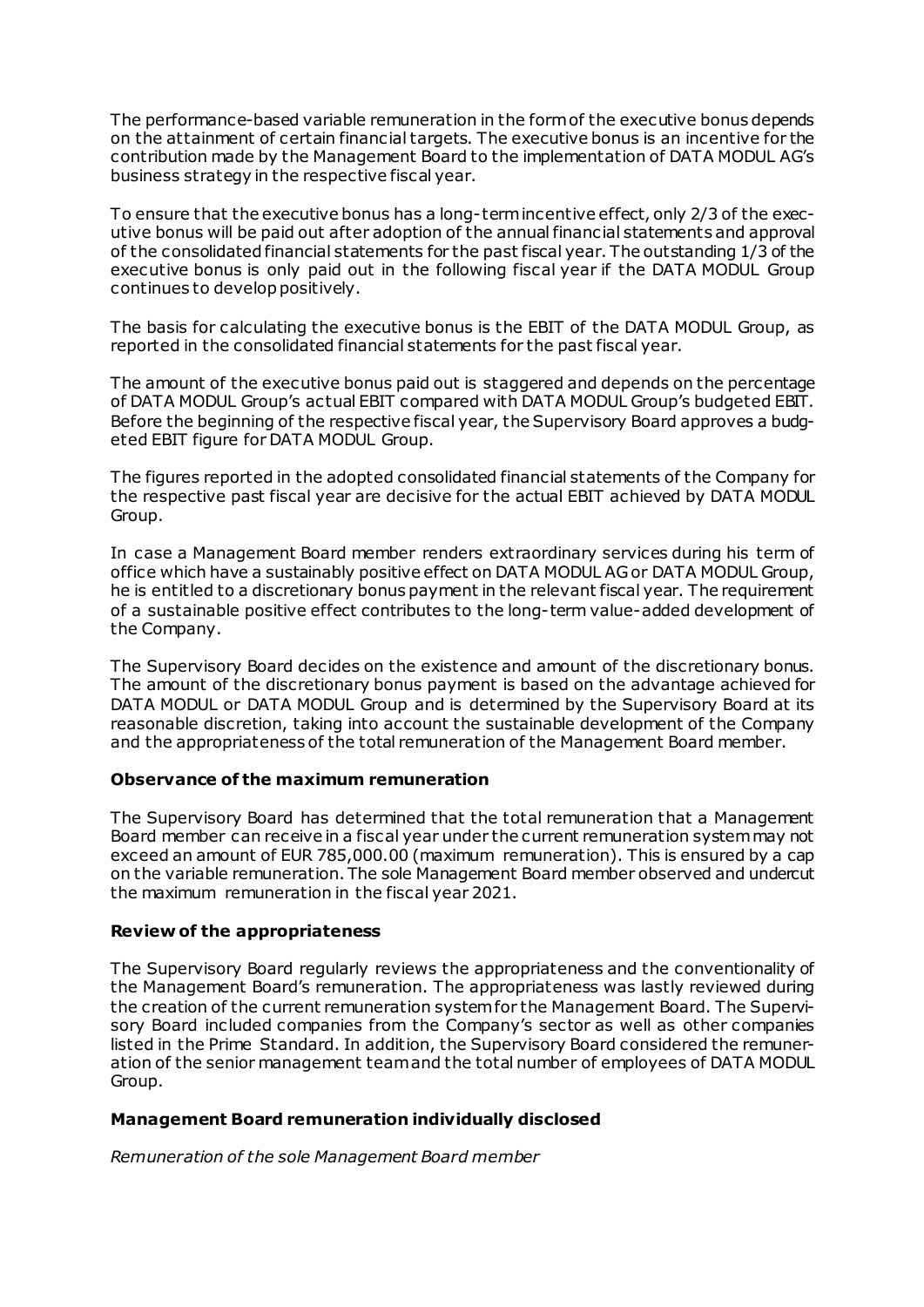The performance-based variable remuneration in the form of the executive bonus depends on the attainment of certain financial targets. The executive bonus is an incentive for the contribution made by the Management Board to the implementation of DATA MODUL AG's business strategy in the respective fiscal year.

To ensure that the executive bonus has a long-term incentive effect, only 2/3 of the executive bonus will be paid out after adoption of the annual financial statements and approval of the consolidated financial statements for the past fiscal year. The outstanding 1/3 of the executive bonus is only paid out in the following fiscal year if the DATA MODUL Group continues to develop positively.

The basis for calculating the executive bonus is the EBIT of the DATA MODUL Group, as reported in the consolidated financial statements for the past fiscal year.

The amount of the executive bonus paid out is staggered and depends on the percentage of DATA MODUL Group's actual EBIT compared with DATA MODUL Group's budgeted EBIT. Before the beginning of the respective fiscal year, the Supervisory Board approves a budgeted EBIT figure for DATA MODUL Group.

The figures reported in the adopted consolidated financial statements of the Company for the respective past fiscal year are decisive for the actual EBIT achieved by DATA MODUL Group.

In case a Management Board member renders extraordinary services during his term of office which have a sustainably positive effect on DATA MODUL AG or DATA MODUL Group, he is entitled to a discretionary bonus payment in the relevant fiscal year. The requirement of a sustainable positive effect contributes to the long-term value-added development of the Company.

The Supervisory Board decides on the existence and amount of the discretionary bonus. The amount of the discretionary bonus payment is based on the advantage achieved for DATA MODUL or DATA MODUL Group and is determined by the Supervisory Board at its reasonable discretion, taking into account the sustainable development of the Company and the appropriateness of the total remuneration of the Management Board member.

**Observance of the maximum remuneration**

The Supervisory Board has determined that the total remuneration that a Management Board member can receive in a fiscal year under the current remuneration system may not exceed an amount of EUR 785,000.00 (maximum remuneration). This is ensured by a cap on the variable remuneration. The sole Management Board member observed and undercut the maximum remuneration in the fiscal year 2021.

**Review of the appropriateness**

The Supervisory Board regularly reviews the appropriateness and the conventionality of the Management Board's remuneration. The appropriateness was lastly reviewed during the creation of the current remuneration system for the Management Board. The Supervisory Board included companies from the Company's sector as well as other companies listed in the Prime Standard. In addition, the Supervisory Board considered the remuneration of the senior management team and the total number of employees of DATA MODUL Group.

**Management Board remuneration individually disclosed**

*Remuneration of the sole Management Board member*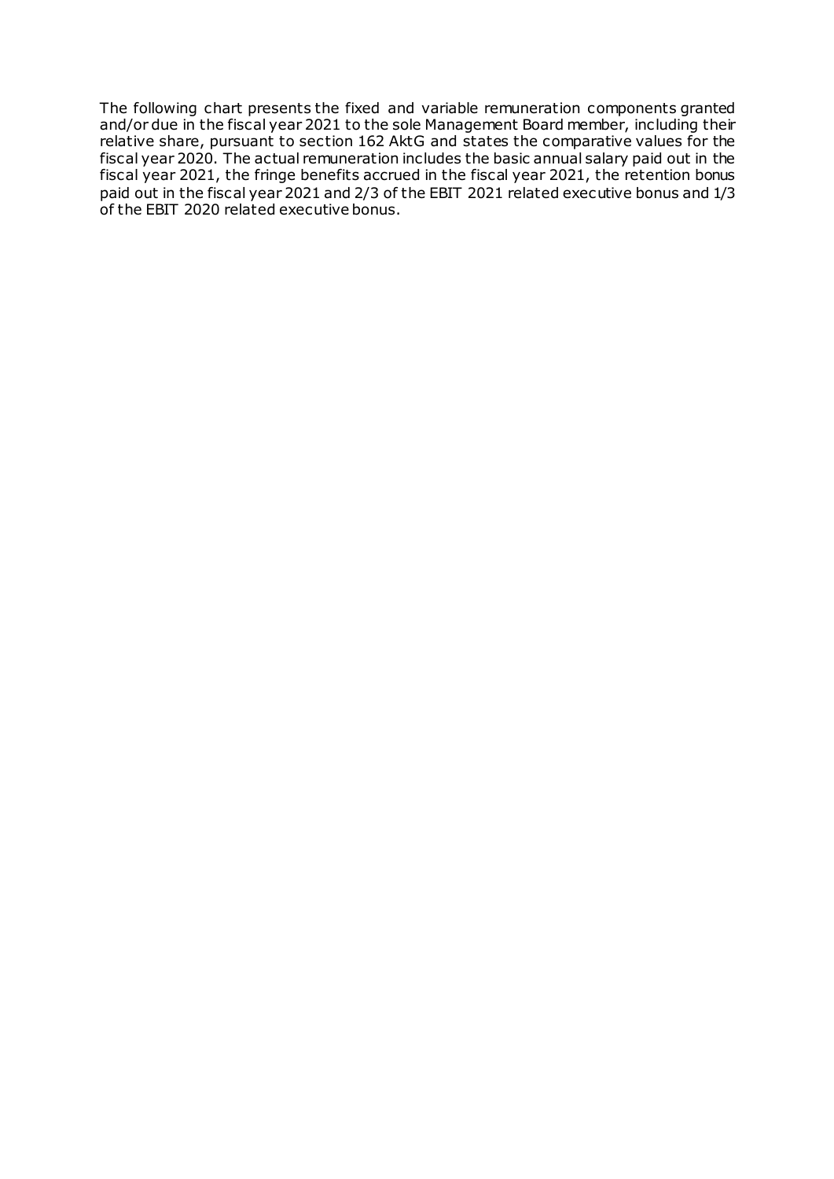The following chart presents the fixed and variable remuneration components granted and/or due in the fiscal year 2021 to the sole Management Board member, including their relative share, pursuant to section 162 AktG and states the comparative values for the fiscal year 2020. The actual remuneration includes the basic annual salary paid out in the fiscal year 2021, the fringe benefits accrued in the fiscal year 2021, the retention bonus paid out in the fiscal year 2021 and 2/3 of the EBIT 2021 related executive bonus and 1/3 of the EBIT 2020 related executive bonus.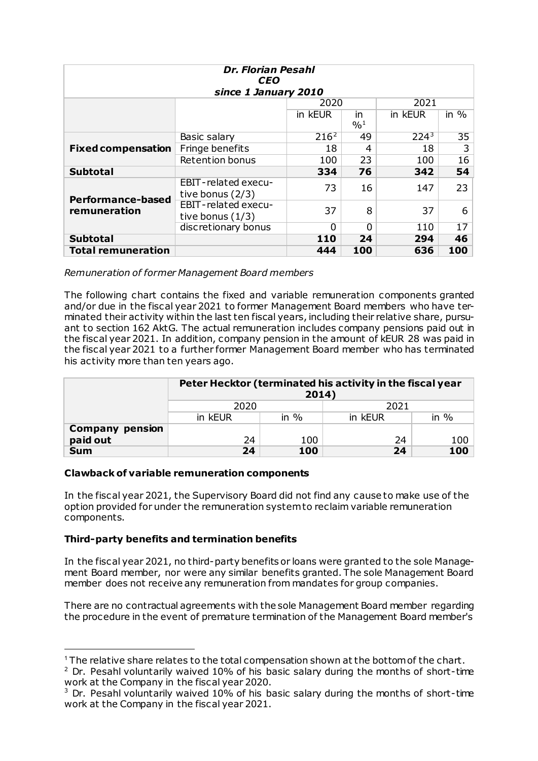| *Dr. Florian Pesahl* *CEO* *since 1 January 2010* | | | | | |
|---|---|---|---|---|---|
| | | 2020 | | 2021 | |
| | | in kEUR | in %[1] | in kEUR | in % |
| **Fixed compensation** | Basic salary | 216[2] | 49 | 224[3] | 35 |
| | Fringe benefits | 18 | 4 | 18 | 3 |
| | Retention bonus | 100 | 23 | 100 | 16 |
| **Subtotal** | | **334** | **76** | **342** | **54** |
| **Performance-based remuneration** | EBIT-related executive bonus (2/3) | 73 | 16 | 147 | 23 |
| | EBIT-related executive bonus (1/3) | 37 | 8 | 37 | 6 |
| | discretionary bonus | 0 | 0 | 110 | 17 |
| **Subtotal** | | **110** | **24** | **294** | **46** |
| **Total remuneration** | | **444** | **100** | **636** | **100** |

*Remuneration of former Management Board members*

The following chart contains the fixed and variable remuneration components granted and/or due in the fiscal year 2021 to former Management Board members who have terminated their activity within the last ten fiscal years, including their relative share, pursuant to section 162 AktG. The actual remuneration includes company pensions paid out in the fiscal year 2021. In addition, company pension in the amount of kEUR 28 was paid in the fiscal year 2021 to a further former Management Board member who has terminated his activity more than ten years ago.

| | **Peter Hecktor (terminated his activity in the fiscal year 2014)** | | | |
|---|---|---|---|---|
| | 2020 | | 2021 | |
| | in kEUR | in % | in kEUR | in % |
| **Company pension paid out** | 24 | 100 | 24 | 100 |
| **Sum** | **24** | **100** | **24** | **100** |

### Clawback of variable remuneration components

In the fiscal year 2021, the Supervisory Board did not find any cause to make use of the option provided for under the remuneration system to reclaim variable remuneration components.

### Third-party benefits and termination benefits

In the fiscal year 2021, no third-party benefits or loans were granted to the sole Management Board member, nor were any similar benefits granted. The sole Management Board member does not receive any remuneration from mandates for group companies.

There are no contractual agreements with the sole Management Board member regarding the procedure in the event of premature termination of the Management Board member's

[1] The relative share relates to the total compensation shown at the bottom of the chart.
[2] Dr. Pesahl voluntarily waived 10% of his basic salary during the months of short-time work at the Company in the fiscal year 2020.
[3] Dr. Pesahl voluntarily waived 10% of his basic salary during the months of short-time work at the Company in the fiscal year 2021.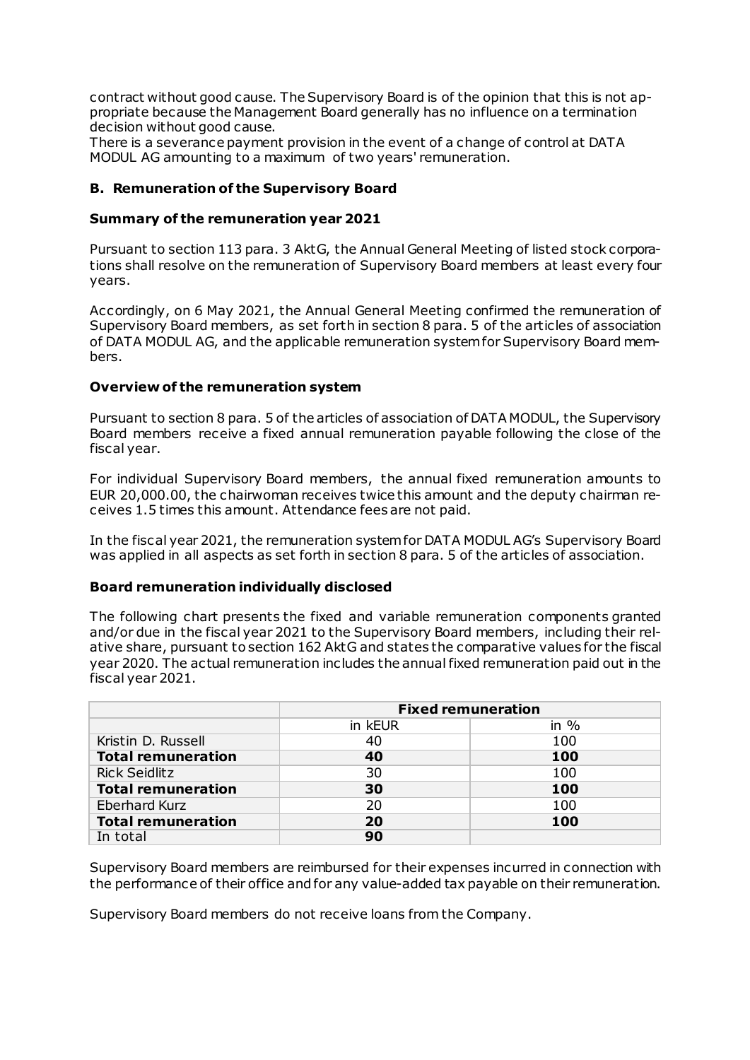contract without good cause. The Supervisory Board is of the opinion that this is not appropriate because the Management Board generally has no influence on a termination decision without good cause.
There is a severance payment provision in the event of a change of control at DATA MODUL AG amounting to a maximum of two years' remuneration.

## B. Remuneration of the Supervisory Board

### Summary of the remuneration year 2021

Pursuant to section 113 para. 3 AktG, the Annual General Meeting of listed stock corporations shall resolve on the remuneration of Supervisory Board members at least every four years.

Accordingly, on 6 May 2021, the Annual General Meeting confirmed the remuneration of Supervisory Board members, as set forth in section 8 para. 5 of the articles of association of DATA MODUL AG, and the applicable remuneration system for Supervisory Board members.

### Overview of the remuneration system

Pursuant to section 8 para. 5 of the articles of association of DATA MODUL, the Supervisory Board members receive a fixed annual remuneration payable following the close of the fiscal year.

For individual Supervisory Board members, the annual fixed remuneration amounts to EUR 20,000.00, the chairwoman receives twice this amount and the deputy chairman receives 1.5 times this amount. Attendance fees are not paid.

In the fiscal year 2021, the remuneration system for DATA MODUL AG's Supervisory Board was applied in all aspects as set forth in section 8 para. 5 of the articles of association.

### Board remuneration individually disclosed

The following chart presents the fixed and variable remuneration components granted and/or due in the fiscal year 2021 to the Supervisory Board members, including their relative share, pursuant to section 162 AktG and states the comparative values for the fiscal year 2020. The actual remuneration includes the annual fixed remuneration paid out in the fiscal year 2021.

| | Fixed remuneration | |
|---|---|---|
| | in kEUR | in % |
| Kristin D. Russell | 40 | 100 |
| **Total remuneration** | **40** | **100** |
| Rick Seidlitz | 30 | 100 |
| **Total remuneration** | **30** | **100** |
| Eberhard Kurz | 20 | 100 |
| **Total remuneration** | **20** | **100** |
| In total | **90** | |

Supervisory Board members are reimbursed for their expenses incurred in connection with the performance of their office and for any value-added tax payable on their remuneration.

Supervisory Board members do not receive loans from the Company.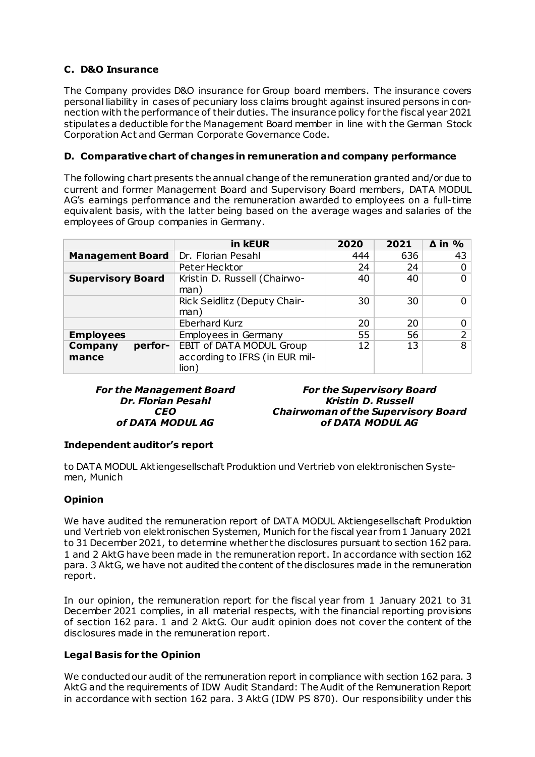### C. D&O Insurance

The Company provides D&O insurance for Group board members. The insurance covers personal liability in cases of pecuniary loss claims brought against insured persons in connection with the performance of their duties. The insurance policy for the fiscal year 2021 stipulates a deductible for the Management Board member in line with the German Stock Corporation Act and German Corporate Governance Code.

### D. Comparative chart of changes in remuneration and company performance

The following chart presents the annual change of the remuneration granted and/or due to current and former Management Board and Supervisory Board members, DATA MODUL AG's earnings performance and the remuneration awarded to employees on a full-time equivalent basis, with the latter being based on the average wages and salaries of the employees of Group companies in Germany.

| | in kEUR | 2020 | 2021 | Δ in % |
|---|---|---|---|---|
| **Management Board** | Dr. Florian Pesahl | 444 | 636 | 43 |
| | Peter Hecktor | 24 | 24 | 0 |
| **Supervisory Board** | Kristin D. Russell (Chairwoman) | 40 | 40 | 0 |
| | Rick Seidlitz (Deputy Chairman) | 30 | 30 | 0 |
| | Eberhard Kurz | 20 | 20 | 0 |
| **Employees** | Employees in Germany | 55 | 56 | 2 |
| **Company performance** | EBIT of DATA MODUL Group according to IFRS (in EUR million) | 12 | 13 | 8 |

***For the Management Board***
***Dr. Florian Pesahl***
***CEO***
***of DATA MODUL AG***

***For the Supervisory Board***
***Kristin D. Russell***
***Chairwoman of the Supervisory Board***
***of DATA MODUL AG***

### Independent auditor's report

to DATA MODUL Aktiengesellschaft Produktion und Vertrieb von elektronischen Systemen, Munich

### Opinion

We have audited the remuneration report of DATA MODUL Aktiengesellschaft Produktion und Vertrieb von elektronischen Systemen, Munich for the fiscal year from 1 January 2021 to 31 December 2021, to determine whether the disclosures pursuant to section 162 para. 1 and 2 AktG have been made in the remuneration report. In accordance with section 162 para. 3 AktG, we have not audited the content of the disclosures made in the remuneration report.

In our opinion, the remuneration report for the fiscal year from 1 January 2021 to 31 December 2021 complies, in all material respects, with the financial reporting provisions of section 162 para. 1 and 2 AktG. Our audit opinion does not cover the content of the disclosures made in the remuneration report.

### Legal Basis for the Opinion

We conducted our audit of the remuneration report in compliance with section 162 para. 3 AktG and the requirements of IDW Audit Standard: The Audit of the Remuneration Report in accordance with section 162 para. 3 AktG (IDW PS 870). Our responsibility under this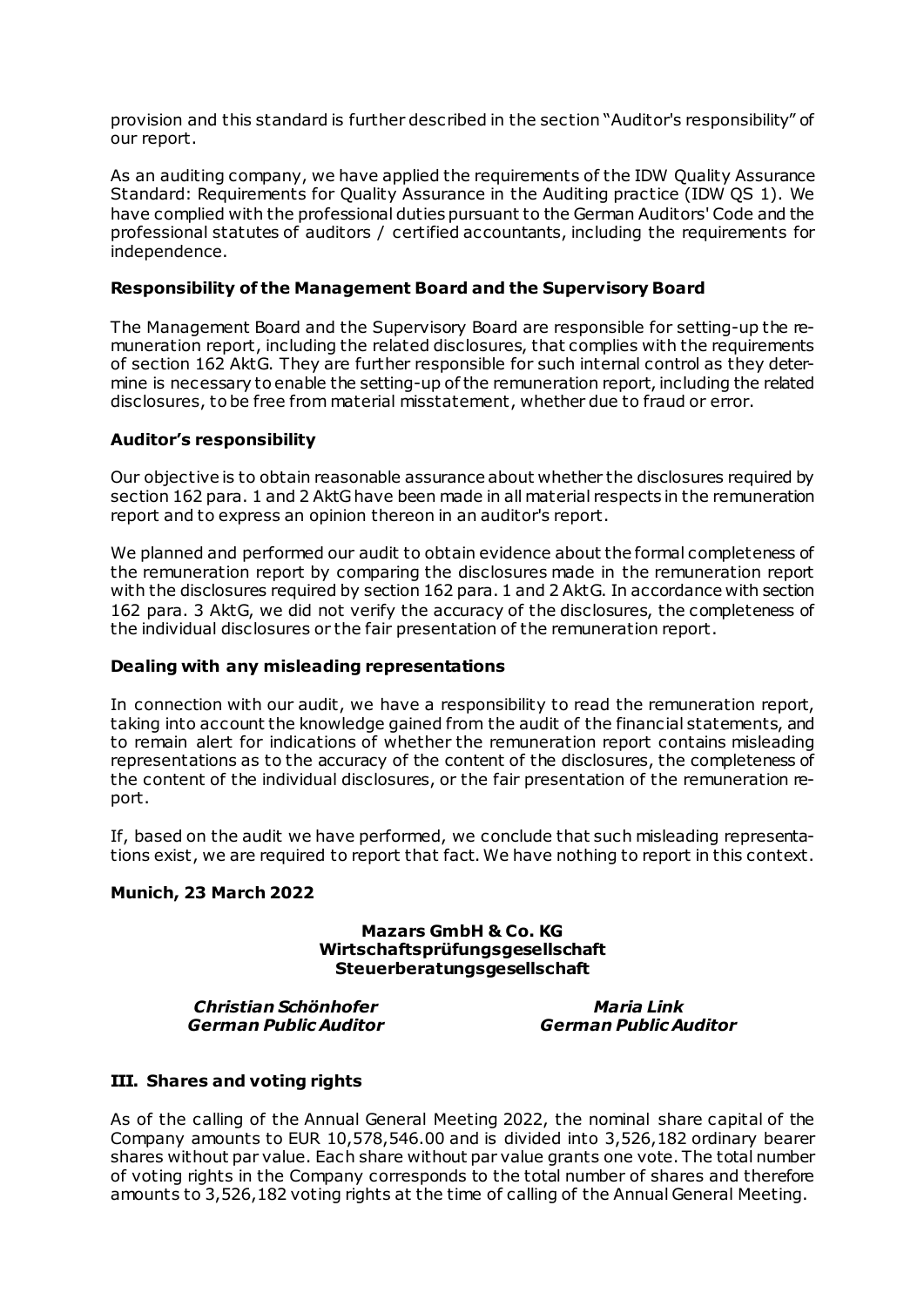provision and this standard is further described in the section "Auditor's responsibility" of our report.

As an auditing company, we have applied the requirements of the IDW Quality Assurance Standard: Requirements for Quality Assurance in the Auditing practice (IDW QS 1). We have complied with the professional duties pursuant to the German Auditors' Code and the professional statutes of auditors / certified accountants, including the requirements for independence.

**Responsibility of the Management Board and the Supervisory Board**

The Management Board and the Supervisory Board are responsible for setting-up the remuneration report, including the related disclosures, that complies with the requirements of section 162 AktG. They are further responsible for such internal control as they determine is necessary to enable the setting-up of the remuneration report, including the related disclosures, to be free from material misstatement, whether due to fraud or error.

**Auditor's responsibility**

Our objective is to obtain reasonable assurance about whether the disclosures required by section 162 para. 1 and 2 AktG have been made in all material respects in the remuneration report and to express an opinion thereon in an auditor's report.

We planned and performed our audit to obtain evidence about the formal completeness of the remuneration report by comparing the disclosures made in the remuneration report with the disclosures required by section 162 para. 1 and 2 AktG. In accordance with section 162 para. 3 AktG, we did not verify the accuracy of the disclosures, the completeness of the individual disclosures or the fair presentation of the remuneration report.

**Dealing with any misleading representations**

In connection with our audit, we have a responsibility to read the remuneration report, taking into account the knowledge gained from the audit of the financial statements, and to remain alert for indications of whether the remuneration report contains misleading representations as to the accuracy of the content of the disclosures, the completeness of the content of the individual disclosures, or the fair presentation of the remuneration report.

If, based on the audit we have performed, we conclude that such misleading representations exist, we are required to report that fact. We have nothing to report in this context.

**Munich, 23 March 2022**

**Mazars GmbH & Co. KG**
**Wirtschaftsprüfungsgesellschaft**
**Steuerberatungsgesellschaft**

***Christian Schönhofer***
***German Public Auditor***

***Maria Link***
***German Public Auditor***

## III. Shares and voting rights

As of the calling of the Annual General Meeting 2022, the nominal share capital of the Company amounts to EUR 10,578,546.00 and is divided into 3,526,182 ordinary bearer shares without par value. Each share without par value grants one vote. The total number of voting rights in the Company corresponds to the total number of shares and therefore amounts to 3,526,182 voting rights at the time of calling of the Annual General Meeting.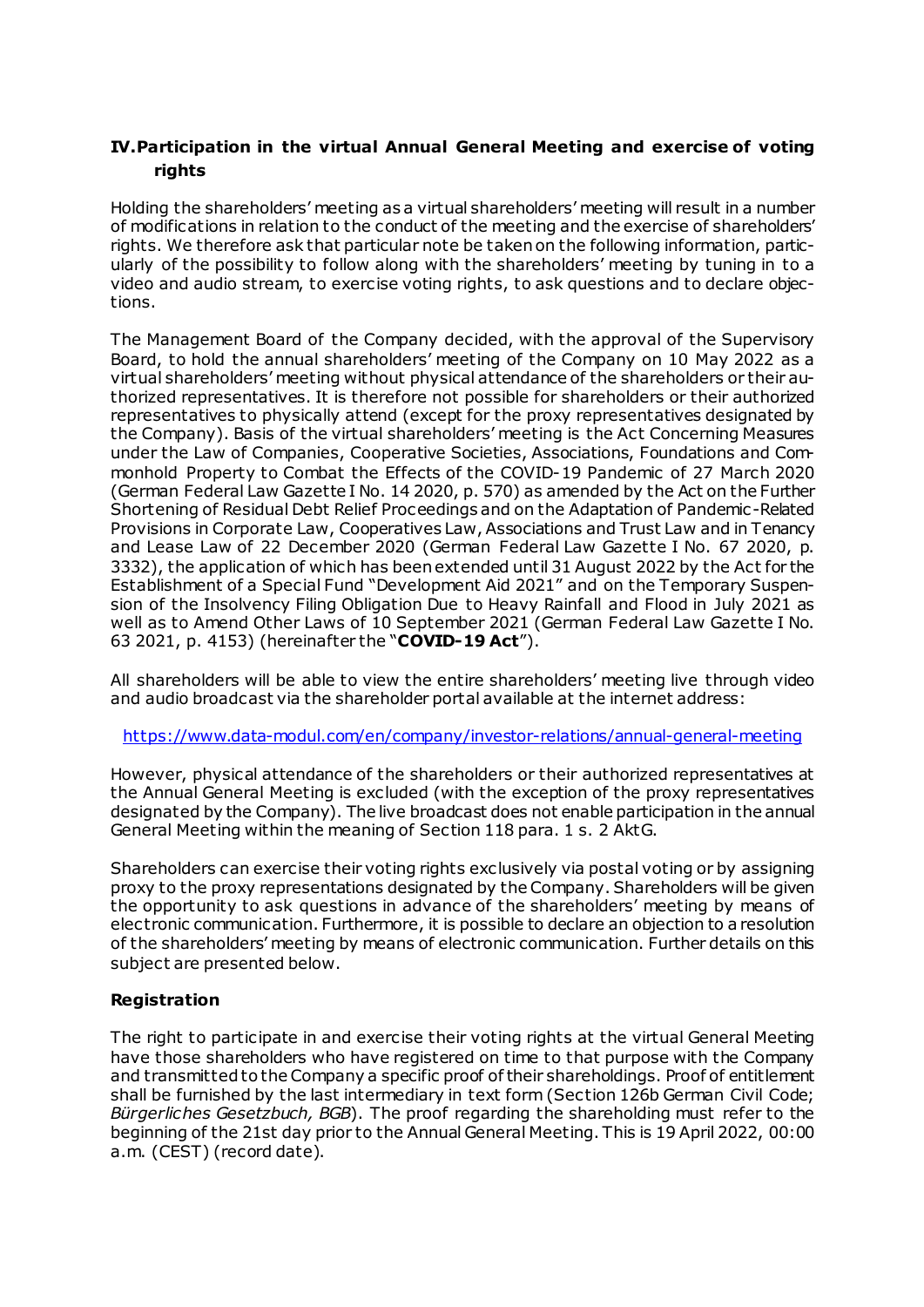## IV. Participation in the virtual Annual General Meeting and exercise of voting rights

Holding the shareholders' meeting as a virtual shareholders' meeting will result in a number of modifications in relation to the conduct of the meeting and the exercise of shareholders' rights. We therefore ask that particular note be taken on the following information, particularly of the possibility to follow along with the shareholders' meeting by tuning in to a video and audio stream, to exercise voting rights, to ask questions and to declare objections.

The Management Board of the Company decided, with the approval of the Supervisory Board, to hold the annual shareholders' meeting of the Company on 10 May 2022 as a virtual shareholders' meeting without physical attendance of the shareholders or their authorized representatives. It is therefore not possible for shareholders or their authorized representatives to physically attend (except for the proxy representatives designated by the Company). Basis of the virtual shareholders' meeting is the Act Concerning Measures under the Law of Companies, Cooperative Societies, Associations, Foundations and Commonhold Property to Combat the Effects of the COVID-19 Pandemic of 27 March 2020 (German Federal Law Gazette I No. 14 2020, p. 570) as amended by the Act on the Further Shortening of Residual Debt Relief Proceedings and on the Adaptation of Pandemic-Related Provisions in Corporate Law, Cooperatives Law, Associations and Trust Law and in Tenancy and Lease Law of 22 December 2020 (German Federal Law Gazette I No. 67 2020, p. 3332), the application of which has been extended until 31 August 2022 by the Act for the Establishment of a Special Fund "Development Aid 2021" and on the Temporary Suspension of the Insolvency Filing Obligation Due to Heavy Rainfall and Flood in July 2021 as well as to Amend Other Laws of 10 September 2021 (German Federal Law Gazette I No. 63 2021, p. 4153) (hereinafter the "**COVID-19 Act**").

All shareholders will be able to view the entire shareholders' meeting live through video and audio broadcast via the shareholder portal available at the internet address:

https://www.data-modul.com/en/company/investor-relations/annual-general-meeting

However, physical attendance of the shareholders or their authorized representatives at the Annual General Meeting is excluded (with the exception of the proxy representatives designated by the Company). The live broadcast does not enable participation in the annual General Meeting within the meaning of Section 118 para. 1 s. 2 AktG.

Shareholders can exercise their voting rights exclusively via postal voting or by assigning proxy to the proxy representations designated by the Company. Shareholders will be given the opportunity to ask questions in advance of the shareholders' meeting by means of electronic communication. Furthermore, it is possible to declare an objection to a resolution of the shareholders' meeting by means of electronic communication. Further details on this subject are presented below.

### Registration

The right to participate in and exercise their voting rights at the virtual General Meeting have those shareholders who have registered on time to that purpose with the Company and transmitted to the Company a specific proof of their shareholdings. Proof of entitlement shall be furnished by the last intermediary in text form (Section 126b German Civil Code; *Bürgerliches Gesetzbuch, BGB*). The proof regarding the shareholding must refer to the beginning of the 21st day prior to the Annual General Meeting. This is 19 April 2022, 00:00 a.m. (CEST) (record date).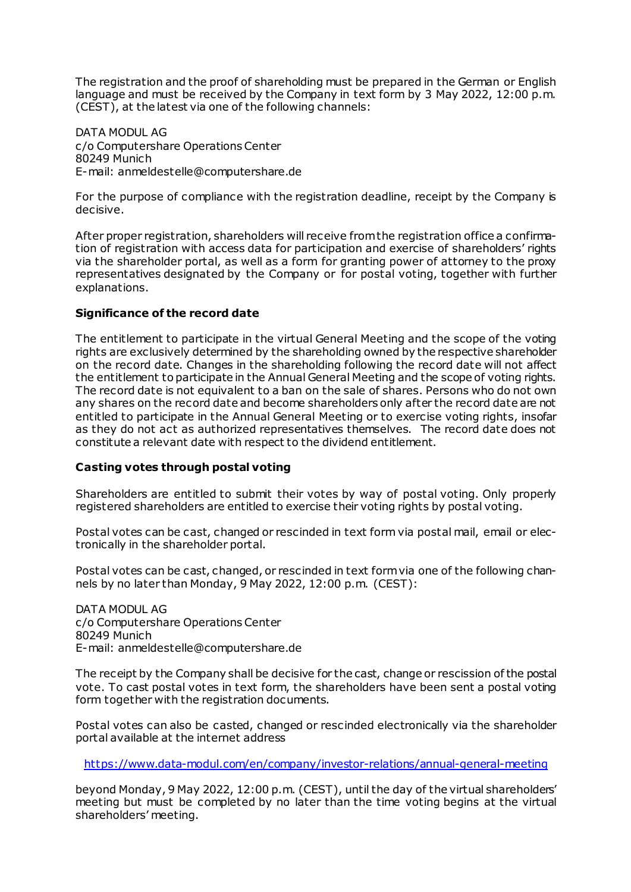The registration and the proof of shareholding must be prepared in the German or English language and must be received by the Company in text form by 3 May 2022, 12:00 p.m. (CEST), at the latest via one of the following channels:

DATA MODUL AG
c/o Computershare Operations Center
80249 Munich
E-mail: anmeldestelle@computershare.de

For the purpose of compliance with the registration deadline, receipt by the Company is decisive.

After proper registration, shareholders will receive from the registration office a confirmation of registration with access data for participation and exercise of shareholders' rights via the shareholder portal, as well as a form for granting power of attorney to the proxy representatives designated by the Company or for postal voting, together with further explanations.

**Significance of the record date**

The entitlement to participate in the virtual General Meeting and the scope of the voting rights are exclusively determined by the shareholding owned by the respective shareholder on the record date. Changes in the shareholding following the record date will not affect the entitlement to participate in the Annual General Meeting and the scope of voting rights. The record date is not equivalent to a ban on the sale of shares. Persons who do not own any shares on the record date and become shareholders only after the record date are not entitled to participate in the Annual General Meeting or to exercise voting rights, insofar as they do not act as authorized representatives themselves. The record date does not constitute a relevant date with respect to the dividend entitlement.

**Casting votes through postal voting**

Shareholders are entitled to submit their votes by way of postal voting. Only properly registered shareholders are entitled to exercise their voting rights by postal voting.

Postal votes can be cast, changed or rescinded in text form via postal mail, email or electronically in the shareholder portal.

Postal votes can be cast, changed, or rescinded in text form via one of the following channels by no later than Monday, 9 May 2022, 12:00 p.m. (CEST):

DATA MODUL AG
c/o Computershare Operations Center
80249 Munich
E-mail: anmeldestelle@computershare.de

The receipt by the Company shall be decisive for the cast, change or rescission of the postal vote. To cast postal votes in text form, the shareholders have been sent a postal voting form together with the registration documents.

Postal votes can also be casted, changed or rescinded electronically via the shareholder portal available at the internet address

https://www.data-modul.com/en/company/investor-relations/annual-general-meeting

beyond Monday, 9 May 2022, 12:00 p.m. (CEST), until the day of the virtual shareholders' meeting but must be completed by no later than the time voting begins at the virtual shareholders' meeting.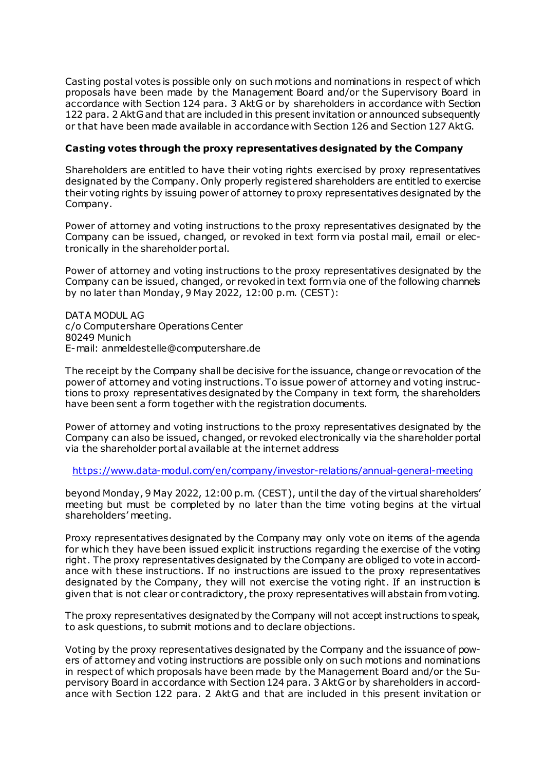Casting postal votes is possible only on such motions and nominations in respect of which proposals have been made by the Management Board and/or the Supervisory Board in accordance with Section 124 para. 3 AktG or by shareholders in accordance with Section 122 para. 2 AktG and that are included in this present invitation or announced subsequently or that have been made available in accordance with Section 126 and Section 127 AktG.

**Casting votes through the proxy representatives designated by the Company**

Shareholders are entitled to have their voting rights exercised by proxy representatives designated by the Company. Only properly registered shareholders are entitled to exercise their voting rights by issuing power of attorney to proxy representatives designated by the Company.

Power of attorney and voting instructions to the proxy representatives designated by the Company can be issued, changed, or revoked in text form via postal mail, email or electronically in the shareholder portal.

Power of attorney and voting instructions to the proxy representatives designated by the Company can be issued, changed, or revoked in text form via one of the following channels by no later than Monday, 9 May 2022, 12:00 p.m. (CEST):

DATA MODUL AG
c/o Computershare Operations Center
80249 Munich
E-mail: anmeldestelle@computershare.de

The receipt by the Company shall be decisive for the issuance, change or revocation of the power of attorney and voting instructions. To issue power of attorney and voting instructions to proxy representatives designated by the Company in text form, the shareholders have been sent a form together with the registration documents.

Power of attorney and voting instructions to the proxy representatives designated by the Company can also be issued, changed, or revoked electronically via the shareholder portal via the shareholder portal available at the internet address

https://www.data-modul.com/en/company/investor-relations/annual-general-meeting

beyond Monday, 9 May 2022, 12:00 p.m. (CEST), until the day of the virtual shareholders' meeting but must be completed by no later than the time voting begins at the virtual shareholders' meeting.

Proxy representatives designated by the Company may only vote on items of the agenda for which they have been issued explicit instructions regarding the exercise of the voting right. The proxy representatives designated by the Company are obliged to vote in accordance with these instructions. If no instructions are issued to the proxy representatives designated by the Company, they will not exercise the voting right. If an instruction is given that is not clear or contradictory, the proxy representatives will abstain from voting.

The proxy representatives designated by the Company will not accept instructions to speak, to ask questions, to submit motions and to declare objections.

Voting by the proxy representatives designated by the Company and the issuance of powers of attorney and voting instructions are possible only on such motions and nominations in respect of which proposals have been made by the Management Board and/or the Supervisory Board in accordance with Section 124 para. 3 AktG or by shareholders in accordance with Section 122 para. 2 AktG and that are included in this present invitation or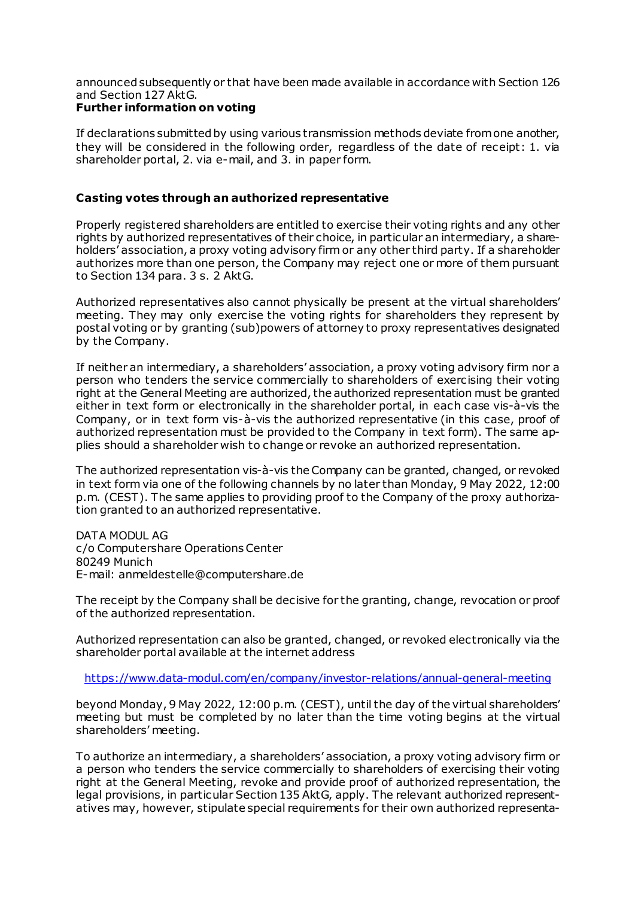announced subsequently or that have been made available in accordance with Section 126 and Section 127 AktG.

**Further information on voting**

If declarations submitted by using various transmission methods deviate from one another, they will be considered in the following order, regardless of the date of receipt: 1. via shareholder portal, 2. via e-mail, and 3. in paper form.

**Casting votes through an authorized representative**

Properly registered shareholders are entitled to exercise their voting rights and any other rights by authorized representatives of their choice, in particular an intermediary, a shareholders' association, a proxy voting advisory firm or any other third party. If a shareholder authorizes more than one person, the Company may reject one or more of them pursuant to Section 134 para. 3 s. 2 AktG.

Authorized representatives also cannot physically be present at the virtual shareholders' meeting. They may only exercise the voting rights for shareholders they represent by postal voting or by granting (sub)powers of attorney to proxy representatives designated by the Company.

If neither an intermediary, a shareholders' association, a proxy voting advisory firm nor a person who tenders the service commercially to shareholders of exercising their voting right at the General Meeting are authorized, the authorized representation must be granted either in text form or electronically in the shareholder portal, in each case vis-à-vis the Company, or in text form vis-à-vis the authorized representative (in this case, proof of authorized representation must be provided to the Company in text form). The same applies should a shareholder wish to change or revoke an authorized representation.

The authorized representation vis-à-vis the Company can be granted, changed, or revoked in text form via one of the following channels by no later than Monday, 9 May 2022, 12:00 p.m. (CEST). The same applies to providing proof to the Company of the proxy authorization granted to an authorized representative.

DATA MODUL AG
c/o Computershare Operations Center
80249 Munich
E-mail: anmeldestelle@computershare.de

The receipt by the Company shall be decisive for the granting, change, revocation or proof of the authorized representation.

Authorized representation can also be granted, changed, or revoked electronically via the shareholder portal available at the internet address

https://www.data-modul.com/en/company/investor-relations/annual-general-meeting

beyond Monday, 9 May 2022, 12:00 p.m. (CEST), until the day of the virtual shareholders' meeting but must be completed by no later than the time voting begins at the virtual shareholders' meeting.

To authorize an intermediary, a shareholders' association, a proxy voting advisory firm or a person who tenders the service commercially to shareholders of exercising their voting right at the General Meeting, revoke and provide proof of authorized representation, the legal provisions, in particular Section 135 AktG, apply. The relevant authorized representatives may, however, stipulate special requirements for their own authorized representa-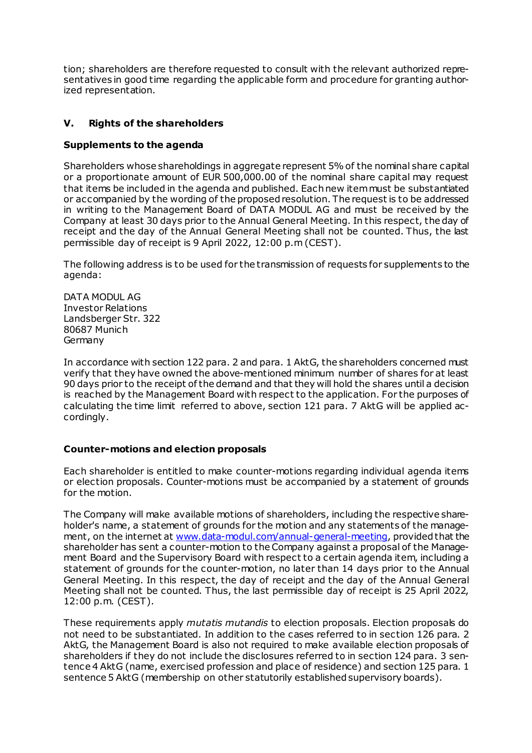tion; shareholders are therefore requested to consult with the relevant authorized representatives in good time regarding the applicable form and procedure for granting authorized representation.

## V. Rights of the shareholders

### Supplements to the agenda

Shareholders whose shareholdings in aggregate represent 5% of the nominal share capital or a proportionate amount of EUR 500,000.00 of the nominal share capital may request that items be included in the agenda and published. Each new item must be substantiated or accompanied by the wording of the proposed resolution. The request is to be addressed in writing to the Management Board of DATA MODUL AG and must be received by the Company at least 30 days prior to the Annual General Meeting. In this respect, the day of receipt and the day of the Annual General Meeting shall not be counted. Thus, the last permissible day of receipt is 9 April 2022, 12:00 p.m (CEST).

The following address is to be used for the transmission of requests for supplements to the agenda:

DATA MODUL AG
Investor Relations
Landsberger Str. 322
80687 Munich
Germany

In accordance with section 122 para. 2 and para. 1 AktG, the shareholders concerned must verify that they have owned the above-mentioned minimum number of shares for at least 90 days prior to the receipt of the demand and that they will hold the shares until a decision is reached by the Management Board with respect to the application. For the purposes of calculating the time limit referred to above, section 121 para. 7 AktG will be applied accordingly.

### Counter-motions and election proposals

Each shareholder is entitled to make counter-motions regarding individual agenda items or election proposals. Counter-motions must be accompanied by a statement of grounds for the motion.

The Company will make available motions of shareholders, including the respective shareholder's name, a statement of grounds for the motion and any statements of the management, on the internet at www.data-modul.com/annual-general-meeting, provided that the shareholder has sent a counter-motion to the Company against a proposal of the Management Board and the Supervisory Board with respect to a certain agenda item, including a statement of grounds for the counter-motion, no later than 14 days prior to the Annual General Meeting. In this respect, the day of receipt and the day of the Annual General Meeting shall not be counted. Thus, the last permissible day of receipt is 25 April 2022, 12:00 p.m. (CEST).

These requirements apply *mutatis mutandis* to election proposals. Election proposals do not need to be substantiated. In addition to the cases referred to in section 126 para. 2 AktG, the Management Board is also not required to make available election proposals of shareholders if they do not include the disclosures referred to in section 124 para. 3 sentence 4 AktG (name, exercised profession and place of residence) and section 125 para. 1 sentence 5 AktG (membership on other statutorily established supervisory boards).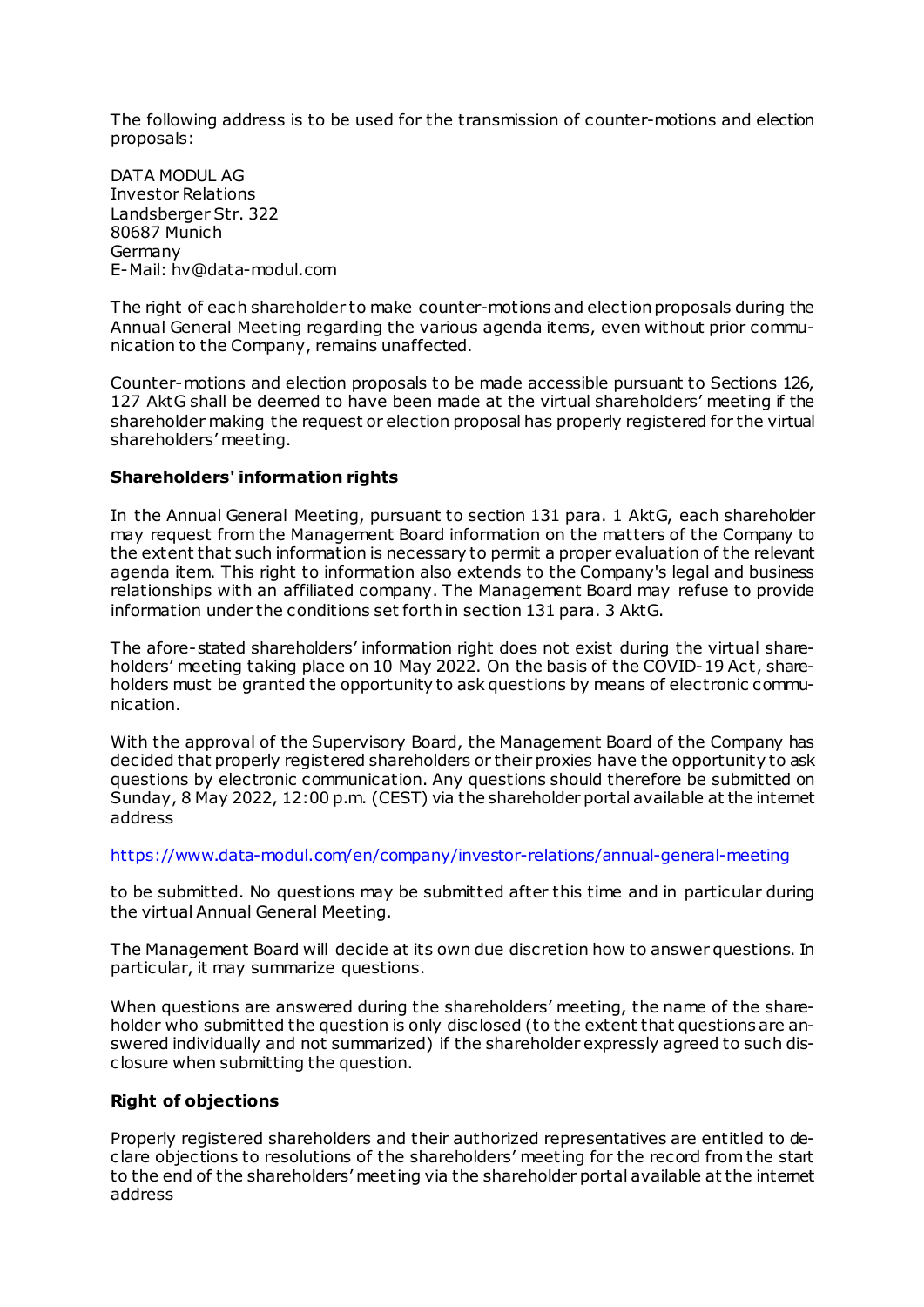The following address is to be used for the transmission of counter-motions and election proposals:

DATA MODUL AG
Investor Relations
Landsberger Str. 322
80687 Munich
Germany
E-Mail: hv@data-modul.com

The right of each shareholder to make counter-motions and election proposals during the Annual General Meeting regarding the various agenda items, even without prior communication to the Company, remains unaffected.

Counter-motions and election proposals to be made accessible pursuant to Sections 126, 127 AktG shall be deemed to have been made at the virtual shareholders' meeting if the shareholder making the request or election proposal has properly registered for the virtual shareholders' meeting.

**Shareholders' information rights**

In the Annual General Meeting, pursuant to section 131 para. 1 AktG, each shareholder may request from the Management Board information on the matters of the Company to the extent that such information is necessary to permit a proper evaluation of the relevant agenda item. This right to information also extends to the Company's legal and business relationships with an affiliated company. The Management Board may refuse to provide information under the conditions set forth in section 131 para. 3 AktG.

The afore-stated shareholders' information right does not exist during the virtual shareholders' meeting taking place on 10 May 2022. On the basis of the COVID-19 Act, shareholders must be granted the opportunity to ask questions by means of electronic communication.

With the approval of the Supervisory Board, the Management Board of the Company has decided that properly registered shareholders or their proxies have the opportunity to ask questions by electronic communication. Any questions should therefore be submitted on Sunday, 8 May 2022, 12:00 p.m. (CEST) via the shareholder portal available at the internet address

https://www.data-modul.com/en/company/investor-relations/annual-general-meeting

to be submitted. No questions may be submitted after this time and in particular during the virtual Annual General Meeting.

The Management Board will decide at its own due discretion how to answer questions. In particular, it may summarize questions.

When questions are answered during the shareholders' meeting, the name of the shareholder who submitted the question is only disclosed (to the extent that questions are answered individually and not summarized) if the shareholder expressly agreed to such disclosure when submitting the question.

**Right of objections**

Properly registered shareholders and their authorized representatives are entitled to declare objections to resolutions of the shareholders' meeting for the record from the start to the end of the shareholders' meeting via the shareholder portal available at the internet address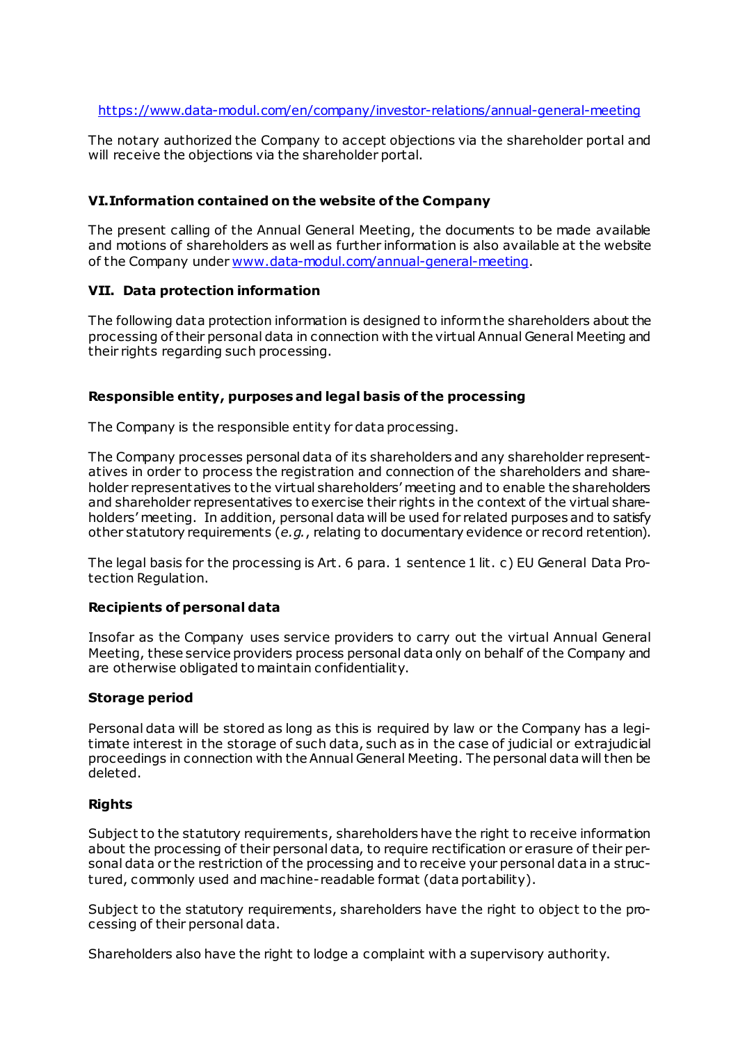https://www.data-modul.com/en/company/investor-relations/annual-general-meeting

The notary authorized the Company to accept objections via the shareholder portal and will receive the objections via the shareholder portal.

## VI. Information contained on the website of the Company

The present calling of the Annual General Meeting, the documents to be made available and motions of shareholders as well as further information is also available at the website of the Company under www.data-modul.com/annual-general-meeting.

## VII. Data protection information

The following data protection information is designed to inform the shareholders about the processing of their personal data in connection with the virtual Annual General Meeting and their rights regarding such processing.

### Responsible entity, purposes and legal basis of the processing

The Company is the responsible entity for data processing.

The Company processes personal data of its shareholders and any shareholder representatives in order to process the registration and connection of the shareholders and shareholder representatives to the virtual shareholders' meeting and to enable the shareholders and shareholder representatives to exercise their rights in the context of the virtual shareholders' meeting. In addition, personal data will be used for related purposes and to satisfy other statutory requirements (*e.g.*, relating to documentary evidence or record retention).

The legal basis for the processing is Art. 6 para. 1 sentence 1 lit. c) EU General Data Protection Regulation.

### Recipients of personal data

Insofar as the Company uses service providers to carry out the virtual Annual General Meeting, these service providers process personal data only on behalf of the Company and are otherwise obligated to maintain confidentiality.

### Storage period

Personal data will be stored as long as this is required by law or the Company has a legitimate interest in the storage of such data, such as in the case of judicial or extrajudicial proceedings in connection with the Annual General Meeting. The personal data will then be deleted.

### Rights

Subject to the statutory requirements, shareholders have the right to receive information about the processing of their personal data, to require rectification or erasure of their personal data or the restriction of the processing and to receive your personal data in a structured, commonly used and machine-readable format (data portability).

Subject to the statutory requirements, shareholders have the right to object to the processing of their personal data.

Shareholders also have the right to lodge a complaint with a supervisory authority.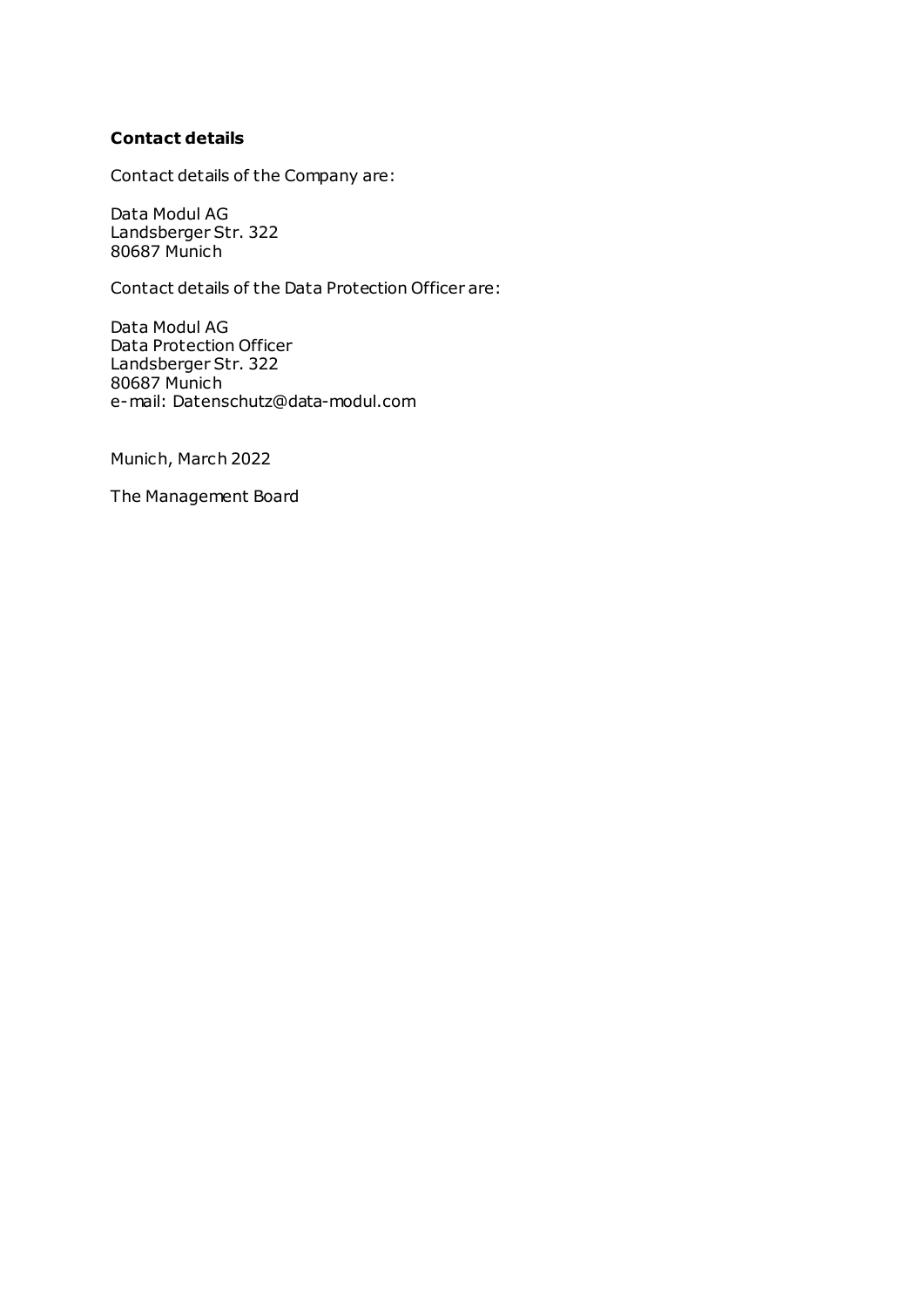**Contact details**

Contact details of the Company are:

Data Modul AG  
Landsberger Str. 322  
80687 Munich

Contact details of the Data Protection Officer are:

Data Modul AG  
Data Protection Officer  
Landsberger Str. 322  
80687 Munich  
e-mail: Datenschutz@data-modul.com

Munich, March 2022

The Management Board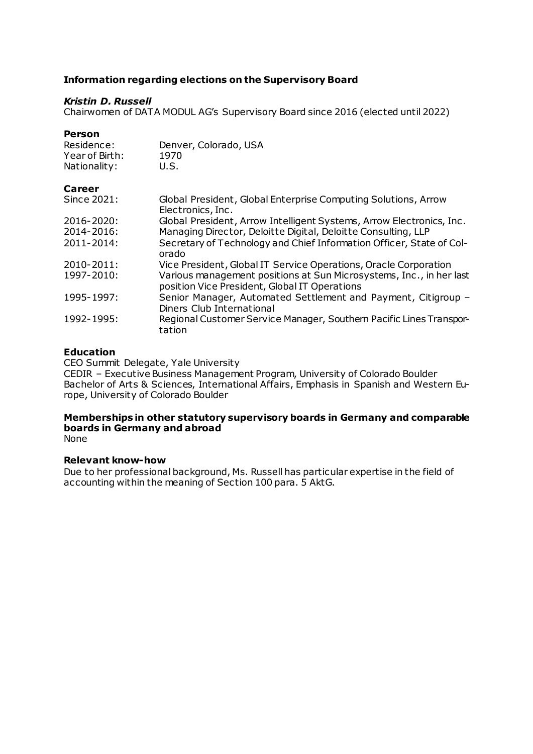### Information regarding elections on the Supervisory Board

***Kristin D. Russell***

Chairwomen of DATA MODUL AG's Supervisory Board since 2016 (elected until 2022)

**Person**

| | |
|---|---|
| Residence: | Denver, Colorado, USA |
| Year of Birth: | 1970 |
| Nationality: | U.S. |

**Career**

| | |
|---|---|
| Since 2021: | Global President, Global Enterprise Computing Solutions, Arrow Electronics, Inc. |
| 2016-2020: | Global President, Arrow Intelligent Systems, Arrow Electronics, Inc. |
| 2014-2016: | Managing Director, Deloitte Digital, Deloitte Consulting, LLP |
| 2011-2014: | Secretary of Technology and Chief Information Officer, State of Colorado |
| 2010-2011: | Vice President, Global IT Service Operations, Oracle Corporation |
| 1997-2010: | Various management positions at Sun Microsystems, Inc., in her last position Vice President, Global IT Operations |
| 1995-1997: | Senior Manager, Automated Settlement and Payment, Citigroup – Diners Club International |
| 1992-1995: | Regional Customer Service Manager, Southern Pacific Lines Transportation |

**Education**

CEO Summit Delegate, Yale University
CEDIR – Executive Business Management Program, University of Colorado Boulder
Bachelor of Arts & Sciences, International Affairs, Emphasis in Spanish and Western Europe, University of Colorado Boulder

**Memberships in other statutory supervisory boards in Germany and comparable boards in Germany and abroad**

None

**Relevant know-how**

Due to her professional background, Ms. Russell has particular expertise in the field of accounting within the meaning of Section 100 para. 5 AktG.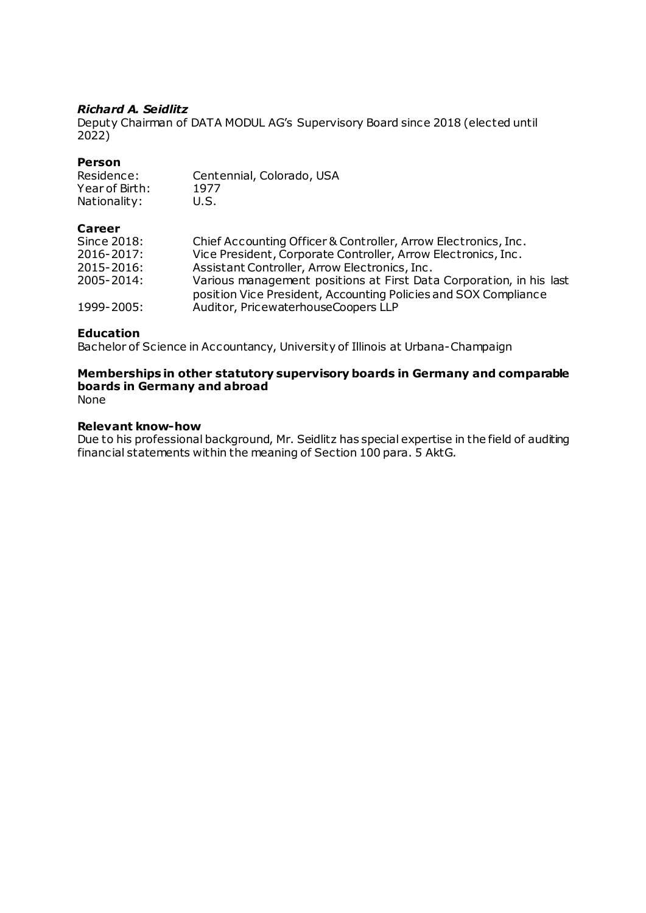***Richard A. Seidlitz***

Deputy Chairman of DATA MODUL AG's Supervisory Board since 2018 (elected until 2022)

**Person**

| | |
|---|---|
| Residence: | Centennial, Colorado, USA |
| Year of Birth: | 1977 |
| Nationality: | U.S. |

**Career**

| | |
|---|---|
| Since 2018: | Chief Accounting Officer & Controller, Arrow Electronics, Inc. |
| 2016-2017: | Vice President, Corporate Controller, Arrow Electronics, Inc. |
| 2015-2016: | Assistant Controller, Arrow Electronics, Inc. |
| 2005-2014: | Various management positions at First Data Corporation, in his last position Vice President, Accounting Policies and SOX Compliance |
| 1999-2005: | Auditor, PricewaterhouseCoopers LLP |

**Education**

Bachelor of Science in Accountancy, University of Illinois at Urbana-Champaign

**Memberships in other statutory supervisory boards in Germany and comparable boards in Germany and abroad**

None

**Relevant know-how**

Due to his professional background, Mr. Seidlitz has special expertise in the field of auditing financial statements within the meaning of Section 100 para. 5 AktG.